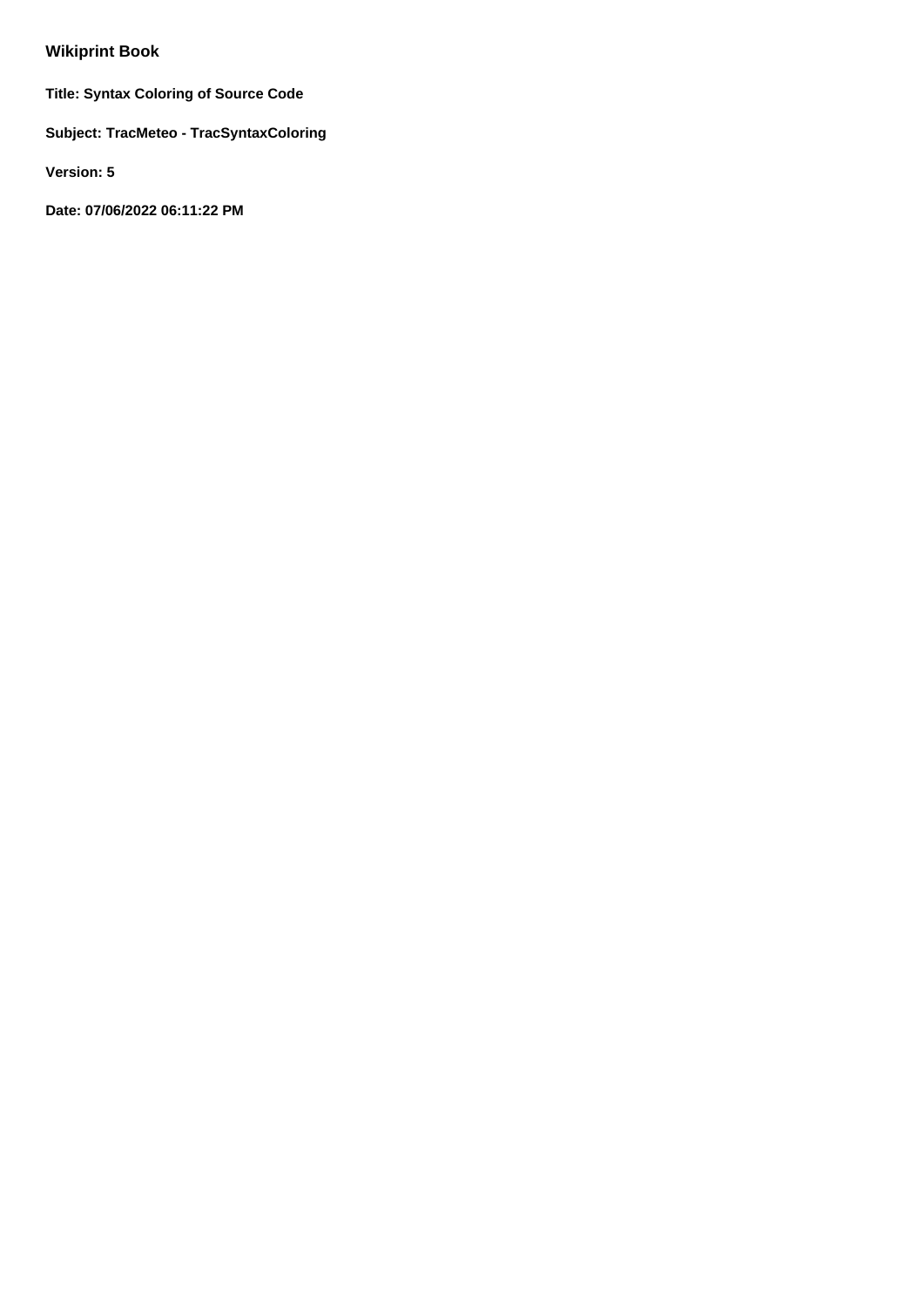# Wikiprint Book

**Title: Syntax Coloring of Source Code**

**Subject: TracMeteo - TracSyntaxColoring**

**Version: 5**

**Date: 07/06/2022 06:11:22 PM**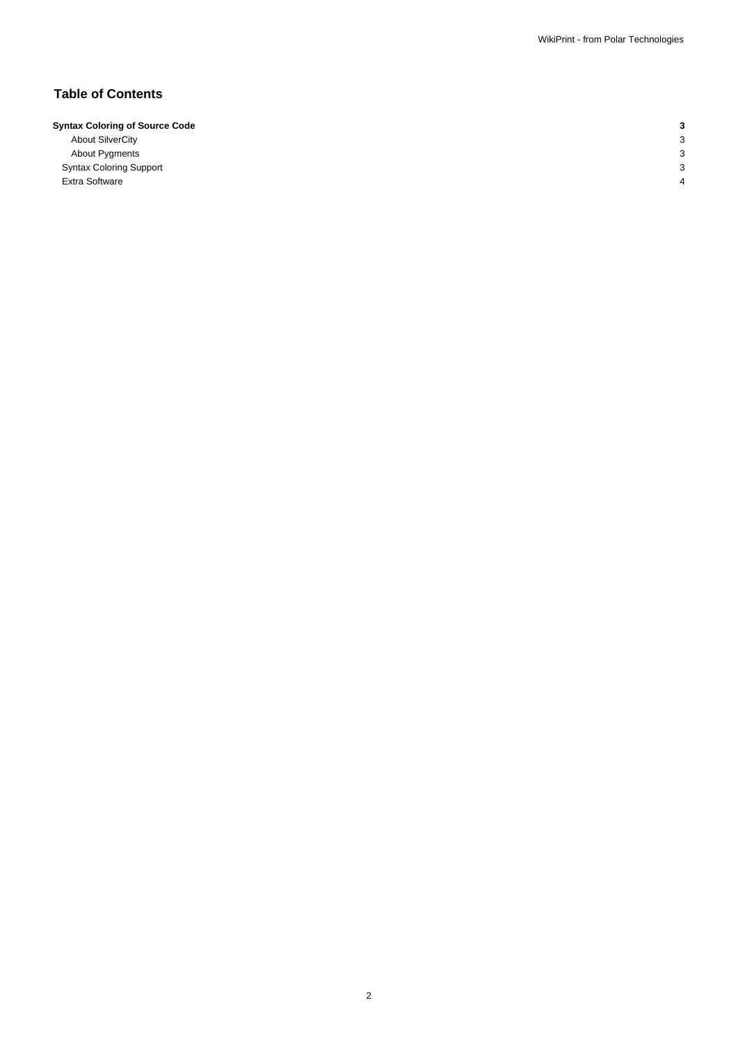# Table of Contents

| | |
|---|---|
| **Syntax Coloring of Source Code** | **3** |
| About SilverCity | 3 |
| About Pygments | 3 |
| Syntax Coloring Support | 3 |
| Extra Software | 4 |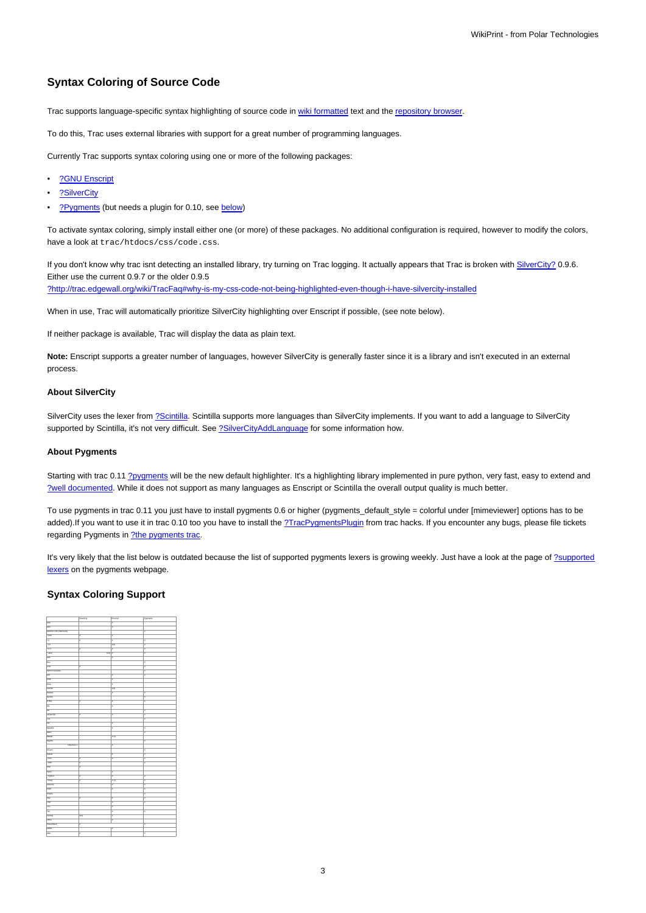## Syntax Coloring of Source Code

Trac supports language-specific syntax highlighting of source code in wiki formatted text and the repository browser.

To do this, Trac uses external libraries with support for a great number of programming languages.

Currently Trac supports syntax coloring using one or more of the following packages:

- ?GNU Enscript
- ?SilverCity
- ?Pygments (but needs a plugin for 0.10, see below)

To activate syntax coloring, simply install either one (or more) of these packages. No additional configuration is required, however to modify the colors, have a look at `trac/htdocs/css/code.css`.

If you don't know why trac isnt detecting an installed library, try turning on Trac logging. It actually appears that Trac is broken with SilverCity? 0.9.6. Either use the current 0.9.7 or the older 0.9.5 ?http://trac.edgewall.org/wiki/TracFaq#why-is-my-css-code-not-being-highlighted-even-though-i-have-silvercity-installed

When in use, Trac will automatically prioritize SilverCity highlighting over Enscript if possible, (see note below).

If neither package is available, Trac will display the data as plain text.

**Note:** Enscript supports a greater number of languages, however SilverCity is generally faster since it is a library and isn't executed in an external process.

### About SilverCity

SilverCity uses the lexer from ?Scintilla. Scintilla supports more languages than SilverCity implements. If you want to add a language to SilverCity supported by Scintilla, it's not very difficult. See ?SilverCityAddLanguage for some information how.

### About Pygments

Starting with trac 0.11 ?pygments will be the new default highlighter. It's a highlighting library implemented in pure python, very fast, easy to extend and ?well documented. While it does not support as many languages as Enscript or Scintilla the overall output quality is much better.

To use pygments in trac 0.11 you just have to install pygments 0.6 or higher (pygments_default_style = colorful under [mimeviewer] options has to be added).If you want to use it in trac 0.10 too you have to install the ?TracPygmentsPlugin from trac hacks. If you encounter any bugs, please file tickets regarding Pygments in ?the pygments trac.

It's very likely that the list below is outdated because the list of supported pygments lexers is growing weekly. Just have a look at the page of ?supported lexers on the pygments webpage.

## Syntax Coloring Support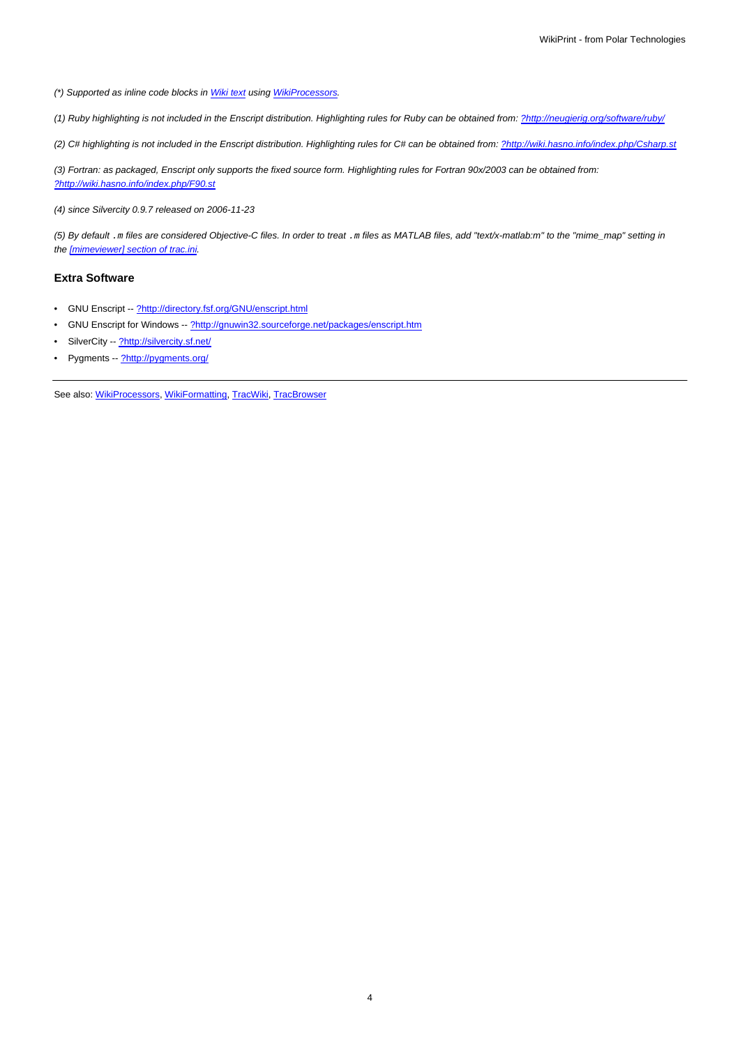*(*) Supported as inline code blocks in [Wiki text](WikiFormatting) using [WikiProcessors](WikiProcessors).*

*(1) Ruby highlighting is not included in the Enscript distribution. Highlighting rules for Ruby can be obtained from: [?http://neugierig.org/software/ruby/](http://neugierig.org/software/ruby/)*

*(2) C# highlighting is not included in the Enscript distribution. Highlighting rules for C# can be obtained from: [?http://wiki.hasno.info/index.php/Csharp.st](http://wiki.hasno.info/index.php/Csharp.st)*

*(3) Fortran: as packaged, Enscript only supports the fixed source form. Highlighting rules for Fortran 90x/2003 can be obtained from: [?http://wiki.hasno.info/index.php/F90.st](http://wiki.hasno.info/index.php/F90.st)*

*(4) since Silvercity 0.9.7 released on 2006-11-23*

*(5) By default `.m` files are considered Objective-C files. In order to treat `.m` files as MATLAB files, add "text/x-matlab:m" to the "mime_map" setting in the [[mimeviewer] section of trac.ini](TracIni#mimeviewer-section).*

### Extra Software

- GNU Enscript -- [?http://directory.fsf.org/GNU/enscript.html](http://directory.fsf.org/GNU/enscript.html)
- GNU Enscript for Windows -- [?http://gnuwin32.sourceforge.net/packages/enscript.htm](http://gnuwin32.sourceforge.net/packages/enscript.htm)
- SilverCity -- [?http://silvercity.sf.net/](http://silvercity.sf.net/)
- Pygments -- [?http://pygments.org/](http://pygments.org/)

---

See also: [WikiProcessors](WikiProcessors), [WikiFormatting](WikiFormatting), [TracWiki](TracWiki), [TracBrowser](TracBrowser)